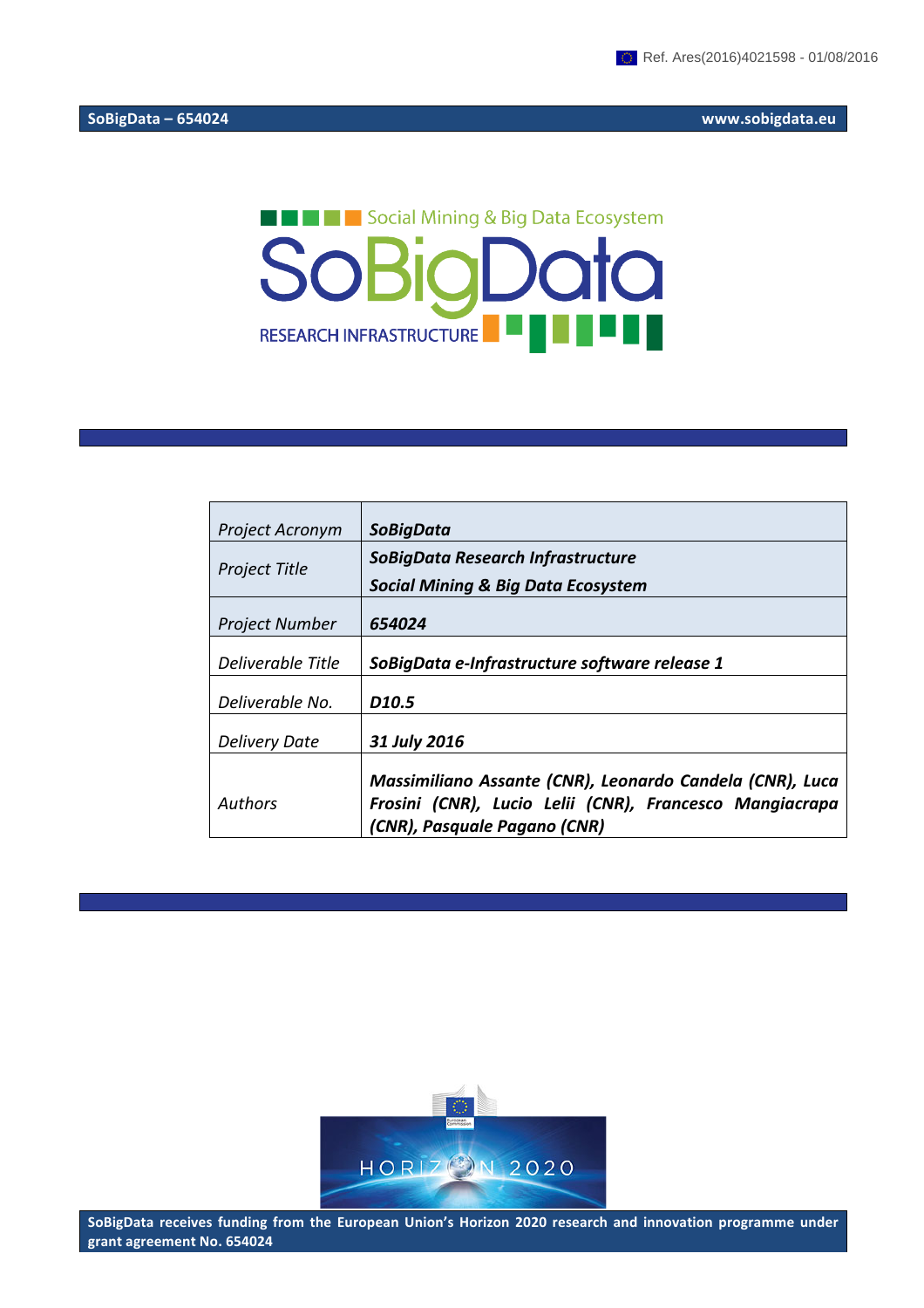Ref. Ares(2016)4021598 - 01/08/2016

SoBigData – 654024 www.sobigdata.eu

Social Mining & Big Data Ecosystem

SoBigData

RESEARCH INFRASTRUCTURE

| Project Acronym | **SoBigData** |
|---|---|
| Project Title | **SoBigData Research Infrastructure**<br>**Social Mining & Big Data Ecosystem** |
| Project Number | **654024** |
| Deliverable Title | **SoBigData e-Infrastructure software release 1** |
| Deliverable No. | **D10.5** |
| Delivery Date | **31 July 2016** |
| Authors | **Massimiliano Assante (CNR), Leonardo Candela (CNR), Luca Frosini (CNR), Lucio Lelii (CNR), Francesco Mangiacrapa (CNR), Pasquale Pagano (CNR)** |

HORIZON 2020

**SoBigData receives funding from the European Union's Horizon 2020 research and innovation programme under grant agreement No. 654024**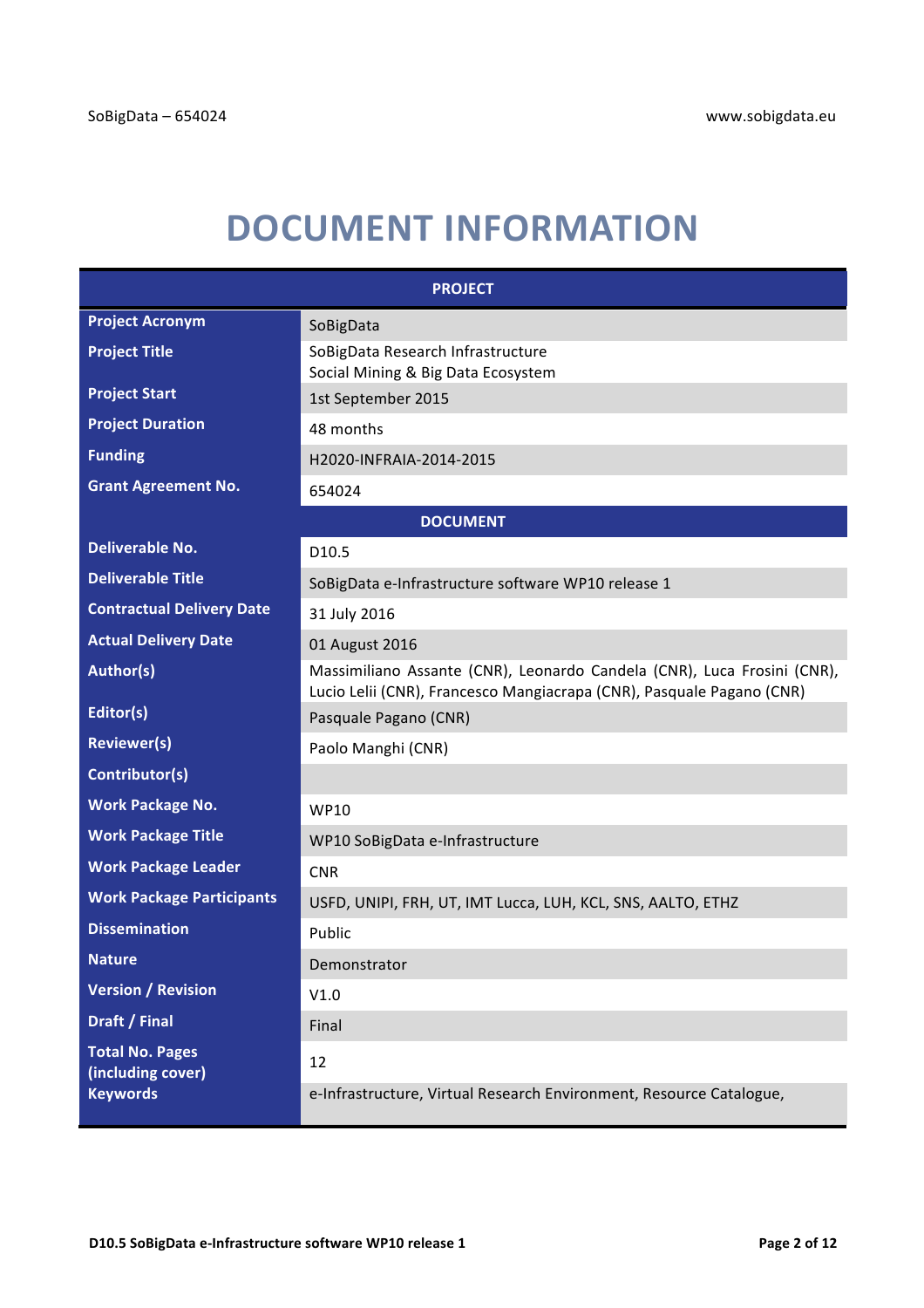# DOCUMENT INFORMATION

| PROJECT | |
|---|---|
| **Project Acronym** | SoBigData |
| **Project Title** | SoBigData Research Infrastructure<br>Social Mining & Big Data Ecosystem |
| **Project Start** | 1st September 2015 |
| **Project Duration** | 48 months |
| **Funding** | H2020-INFRAIA-2014-2015 |
| **Grant Agreement No.** | 654024 |
| **DOCUMENT** | |
| **Deliverable No.** | D10.5 |
| **Deliverable Title** | SoBigData e-Infrastructure software WP10 release 1 |
| **Contractual Delivery Date** | 31 July 2016 |
| **Actual Delivery Date** | 01 August 2016 |
| **Author(s)** | Massimiliano Assante (CNR), Leonardo Candela (CNR), Luca Frosini (CNR), Lucio Lelii (CNR), Francesco Mangiacrapa (CNR), Pasquale Pagano (CNR) |
| **Editor(s)** | Pasquale Pagano (CNR) |
| **Reviewer(s)** | Paolo Manghi (CNR) |
| **Contributor(s)** | |
| **Work Package No.** | WP10 |
| **Work Package Title** | WP10 SoBigData e-Infrastructure |
| **Work Package Leader** | CNR |
| **Work Package Participants** | USFD, UNIPI, FRH, UT, IMT Lucca, LUH, KCL, SNS, AALTO, ETHZ |
| **Dissemination** | Public |
| **Nature** | Demonstrator |
| **Version / Revision** | V1.0 |
| **Draft / Final** | Final |
| **Total No. Pages (including cover)** | 12 |
| **Keywords** | e-Infrastructure, Virtual Research Environment, Resource Catalogue, |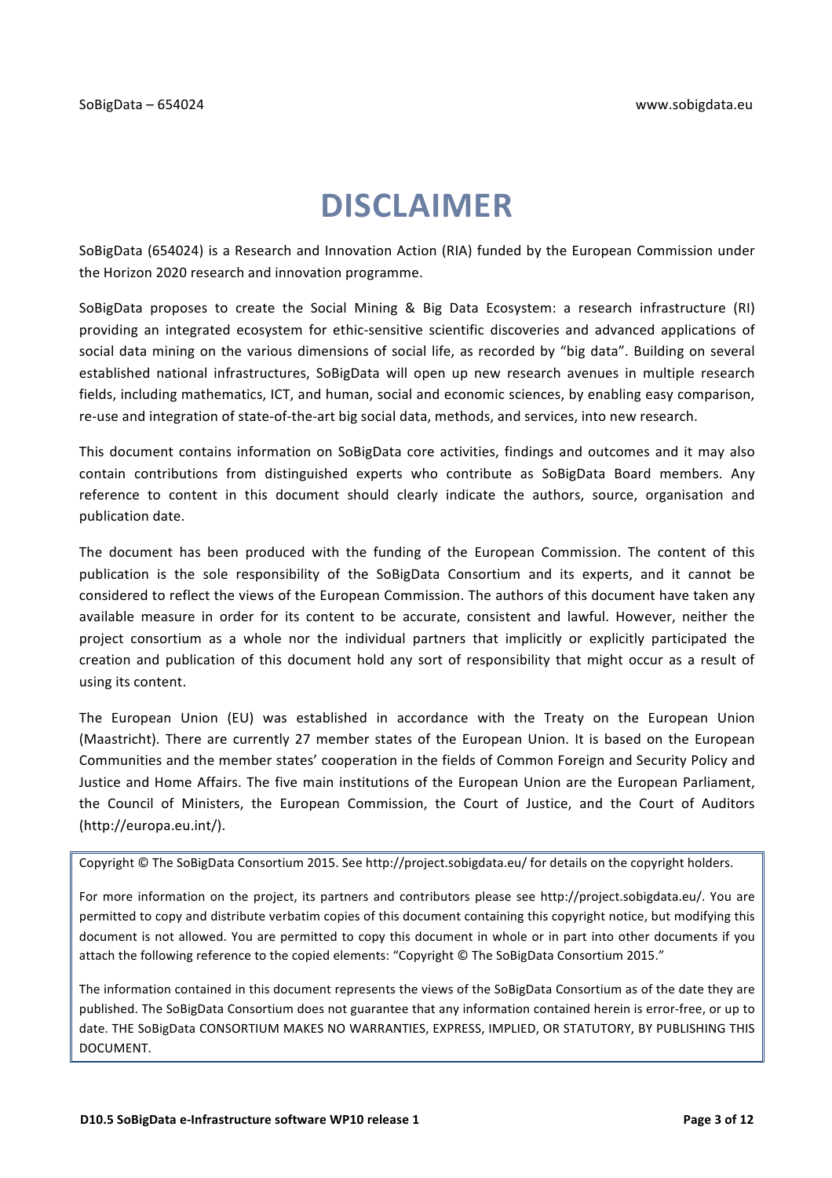# DISCLAIMER

SoBigData (654024) is a Research and Innovation Action (RIA) funded by the European Commission under the Horizon 2020 research and innovation programme.

SoBigData proposes to create the Social Mining & Big Data Ecosystem: a research infrastructure (RI) providing an integrated ecosystem for ethic-sensitive scientific discoveries and advanced applications of social data mining on the various dimensions of social life, as recorded by "big data". Building on several established national infrastructures, SoBigData will open up new research avenues in multiple research fields, including mathematics, ICT, and human, social and economic sciences, by enabling easy comparison, re-use and integration of state-of-the-art big social data, methods, and services, into new research.

This document contains information on SoBigData core activities, findings and outcomes and it may also contain contributions from distinguished experts who contribute as SoBigData Board members. Any reference to content in this document should clearly indicate the authors, source, organisation and publication date.

The document has been produced with the funding of the European Commission. The content of this publication is the sole responsibility of the SoBigData Consortium and its experts, and it cannot be considered to reflect the views of the European Commission. The authors of this document have taken any available measure in order for its content to be accurate, consistent and lawful. However, neither the project consortium as a whole nor the individual partners that implicitly or explicitly participated the creation and publication of this document hold any sort of responsibility that might occur as a result of using its content.

The European Union (EU) was established in accordance with the Treaty on the European Union (Maastricht). There are currently 27 member states of the European Union. It is based on the European Communities and the member states' cooperation in the fields of Common Foreign and Security Policy and Justice and Home Affairs. The five main institutions of the European Union are the European Parliament, the Council of Ministers, the European Commission, the Court of Justice, and the Court of Auditors (http://europa.eu.int/).

Copyright © The SoBigData Consortium 2015. See http://project.sobigdata.eu/ for details on the copyright holders.

For more information on the project, its partners and contributors please see http://project.sobigdata.eu/. You are permitted to copy and distribute verbatim copies of this document containing this copyright notice, but modifying this document is not allowed. You are permitted to copy this document in whole or in part into other documents if you attach the following reference to the copied elements: "Copyright © The SoBigData Consortium 2015."

The information contained in this document represents the views of the SoBigData Consortium as of the date they are published. The SoBigData Consortium does not guarantee that any information contained herein is error-free, or up to date. THE SoBigData CONSORTIUM MAKES NO WARRANTIES, EXPRESS, IMPLIED, OR STATUTORY, BY PUBLISHING THIS DOCUMENT.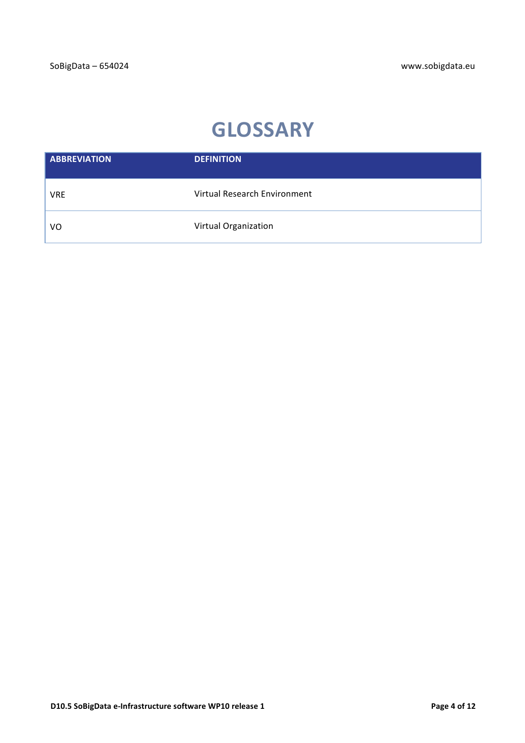# GLOSSARY

| ABBREVIATION | DEFINITION |
|---|---|
| VRE | Virtual Research Environment |
| VO | Virtual Organization |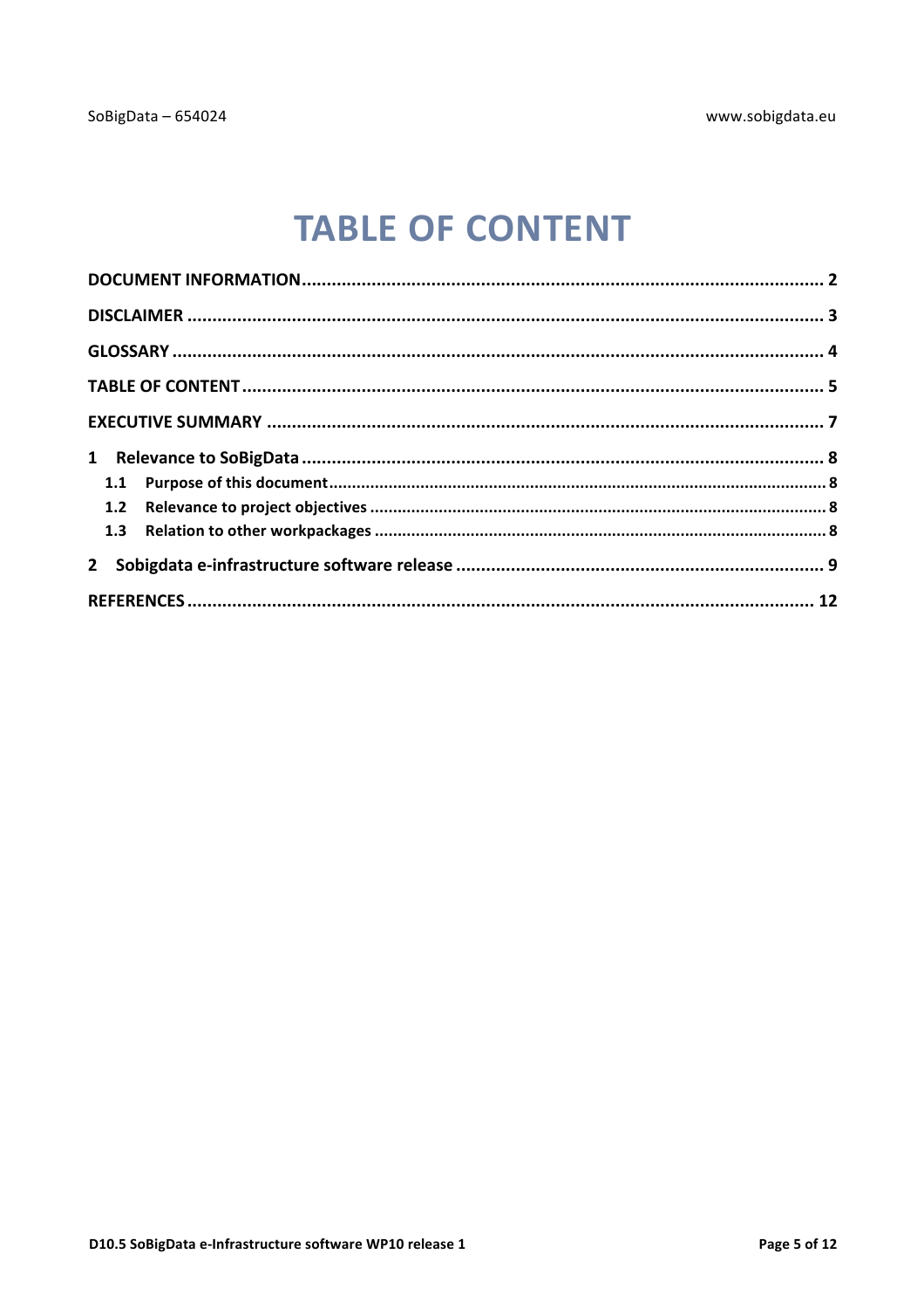# TABLE OF CONTENT

**DOCUMENT INFORMATION** ........................................................................................................ **2**

**DISCLAIMER** ......................................................................................................................... **3**

**GLOSSARY** ............................................................................................................................ **4**

**TABLE OF CONTENT** ............................................................................................................... **5**

**EXECUTIVE SUMMARY** ........................................................................................................... **7**

**1 Relevance to SoBigData** ...................................................................................................... **8**

**1.1 Purpose of this document** ................................................................................................. **8**

**1.2 Relevance to project objectives** ......................................................................................... **8**

**1.3 Relation to other workpackages** ........................................................................................ **8**

**2 Sobigdata e-infrastructure software release** ......................................................................... **9**

**REFERENCES** ......................................................................................................................... **12**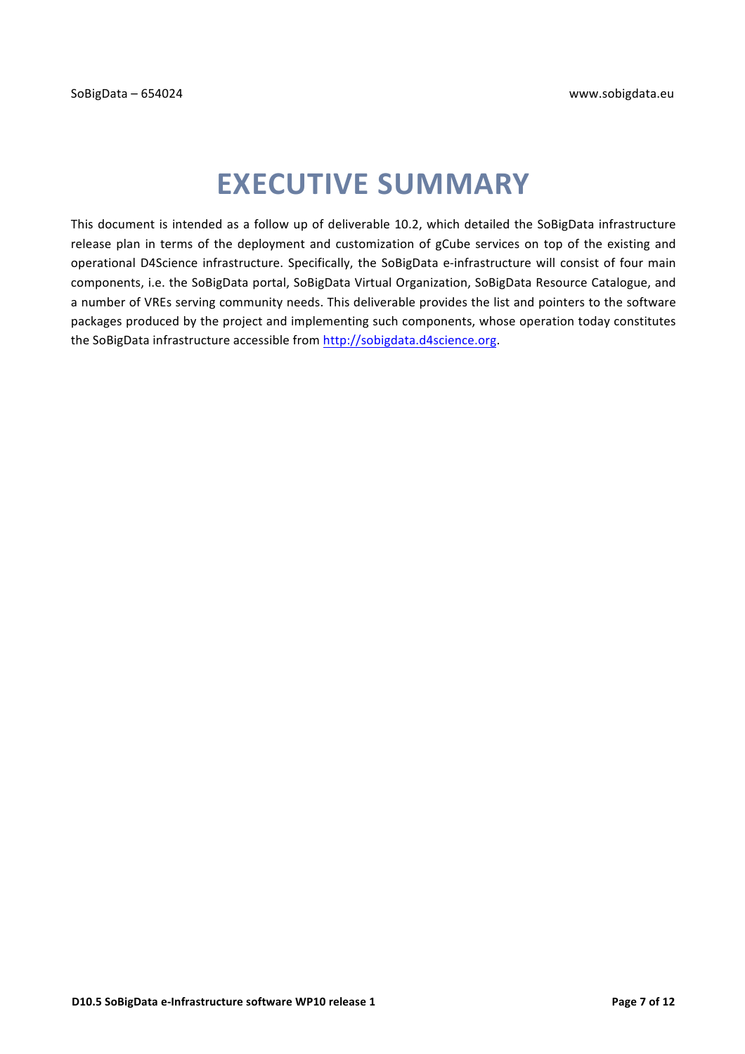# EXECUTIVE SUMMARY

This document is intended as a follow up of deliverable 10.2, which detailed the SoBigData infrastructure release plan in terms of the deployment and customization of gCube services on top of the existing and operational D4Science infrastructure. Specifically, the SoBigData e-infrastructure will consist of four main components, i.e. the SoBigData portal, SoBigData Virtual Organization, SoBigData Resource Catalogue, and a number of VREs serving community needs. This deliverable provides the list and pointers to the software packages produced by the project and implementing such components, whose operation today constitutes the SoBigData infrastructure accessible from [http://sobigdata.d4science.org](http://sobigdata.d4science.org).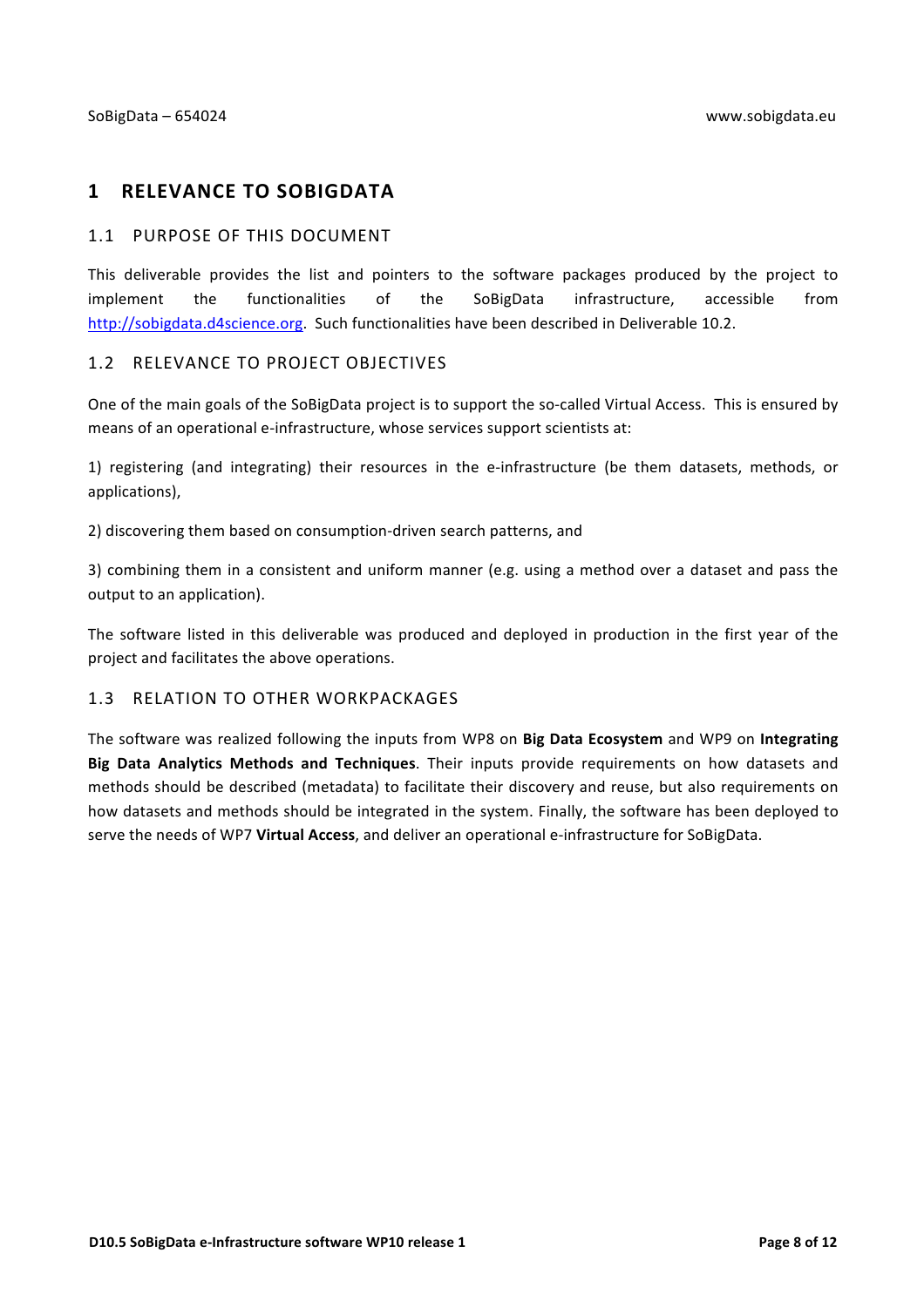# 1 RELEVANCE TO SOBIGDATA

## 1.1 PURPOSE OF THIS DOCUMENT

This deliverable provides the list and pointers to the software packages produced by the project to implement the functionalities of the SoBigData infrastructure, accessible from http://sobigdata.d4science.org. Such functionalities have been described in Deliverable 10.2.

## 1.2 RELEVANCE TO PROJECT OBJECTIVES

One of the main goals of the SoBigData project is to support the so-called Virtual Access. This is ensured by means of an operational e-infrastructure, whose services support scientists at:

1) registering (and integrating) their resources in the e-infrastructure (be them datasets, methods, or applications),

2) discovering them based on consumption-driven search patterns, and

3) combining them in a consistent and uniform manner (e.g. using a method over a dataset and pass the output to an application).

The software listed in this deliverable was produced and deployed in production in the first year of the project and facilitates the above operations.

## 1.3 RELATION TO OTHER WORKPACKAGES

The software was realized following the inputs from WP8 on **Big Data Ecosystem** and WP9 on **Integrating Big Data Analytics Methods and Techniques**. Their inputs provide requirements on how datasets and methods should be described (metadata) to facilitate their discovery and reuse, but also requirements on how datasets and methods should be integrated in the system. Finally, the software has been deployed to serve the needs of WP7 **Virtual Access**, and deliver an operational e-infrastructure for SoBigData.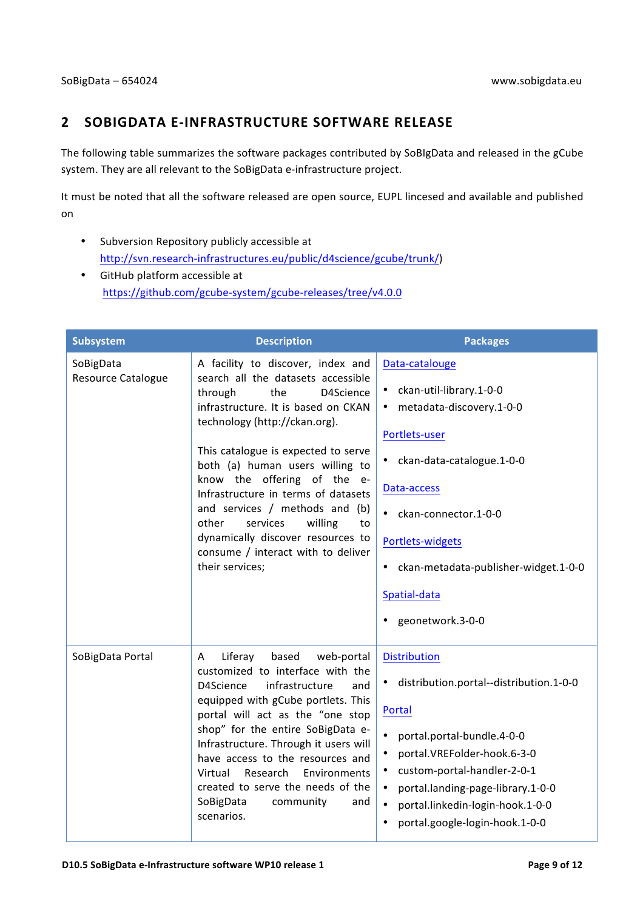## 2 SOBIGDATA E-INFRASTRUCTURE SOFTWARE RELEASE

The following table summarizes the software packages contributed by SoBIgData and released in the gCube system. They are all relevant to the SoBigData e-infrastructure project.

It must be noted that all the software released are open source, EUPL lincesed and available and published on

- Subversion Repository publicly accessible at http://svn.research-infrastructures.eu/public/d4science/gcube/trunk/)
- GitHub platform accessible at https://github.com/gcube-system/gcube-releases/tree/v4.0.0

| Subsystem | Description | Packages |
|---|---|---|
| SoBigData Resource Catalogue | A facility to discover, index and search all the datasets accessible through the D4Science infrastructure. It is based on CKAN technology (http://ckan.org).<br><br>This catalogue is expected to serve both (a) human users willing to know the offering of the e-Infrastructure in terms of datasets and services / methods and (b) other services willing to dynamically discover resources to consume / interact with to deliver their services; | Data-catalouge<br>• ckan-util-library.1-0-0<br>• metadata-discovery.1-0-0<br><br>Portlets-user<br>• ckan-data-catalogue.1-0-0<br><br>Data-access<br>• ckan-connector.1-0-0<br><br>Portlets-widgets<br>• ckan-metadata-publisher-widget.1-0-0<br><br>Spatial-data<br>• geonetwork.3-0-0 |
| SoBigData Portal | A Liferay based web-portal customized to interface with the D4Science infrastructure and equipped with gCube portlets. This portal will act as the "one stop shop" for the entire SoBigData e-Infrastructure. Through it users will have access to the resources and Virtual Research Environments created to serve the needs of the SoBigData community and scenarios. | Distribution<br>• distribution.portal--distribution.1-0-0<br><br>Portal<br>• portal.portal-bundle.4-0-0<br>• portal.VREFolder-hook.6-3-0<br>• custom-portal-handler-2-0-1<br>• portal.landing-page-library.1-0-0<br>• portal.linkedin-login-hook.1-0-0<br>• portal.google-login-hook.1-0-0 |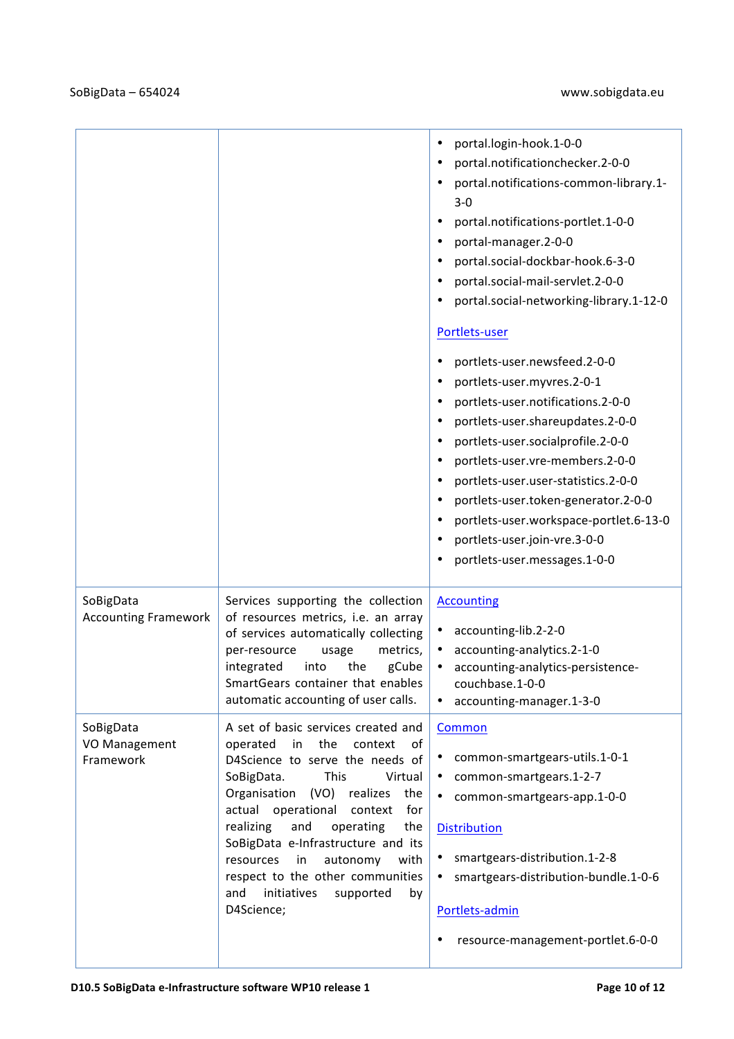|  |  |  |
| --- | --- | --- |
|  |  | • portal.login-hook.1-0-0<br>• portal.notificationchecker.2-0-0<br>• portal.notifications-common-library.1-3-0<br>• portal.notifications-portlet.1-0-0<br>• portal-manager.2-0-0<br>• portal.social-dockbar-hook.6-3-0<br>• portal.social-mail-servlet.2-0-0<br>• portal.social-networking-library.1-12-0<br><br>Portlets-user<br><br>• portlets-user.newsfeed.2-0-0<br>• portlets-user.myvres.2-0-1<br>• portlets-user.notifications.2-0-0<br>• portlets-user.shareupdates.2-0-0<br>• portlets-user.socialprofile.2-0-0<br>• portlets-user.vre-members.2-0-0<br>• portlets-user.user-statistics.2-0-0<br>• portlets-user.token-generator.2-0-0<br>• portlets-user.workspace-portlet.6-13-0<br>• portlets-user.join-vre.3-0-0<br>• portlets-user.messages.1-0-0 |
| SoBigData Accounting Framework | Services supporting the collection of resources metrics, i.e. an array of services automatically collecting per-resource usage metrics, integrated into the gCube SmartGears container that enables automatic accounting of user calls. | Accounting<br><br>• accounting-lib.2-2-0<br>• accounting-analytics.2-1-0<br>• accounting-analytics-persistence-couchbase.1-0-0<br>• accounting-manager.1-3-0 |
| SoBigData VO Management Framework | A set of basic services created and operated in the context of D4Science to serve the needs of SoBigData. This Virtual Organisation (VO) realizes the actual operational context for realizing and operating the SoBigData e-Infrastructure and its resources in autonomy with respect to the other communities and initiatives supported by D4Science; | Common<br><br>• common-smartgears-utils.1-0-1<br>• common-smartgears.1-2-7<br>• common-smartgears-app.1-0-0<br><br>Distribution<br><br>• smartgears-distribution.1-2-8<br>• smartgears-distribution-bundle.1-0-6<br><br>Portlets-admin<br><br>• resource-management-portlet.6-0-0 |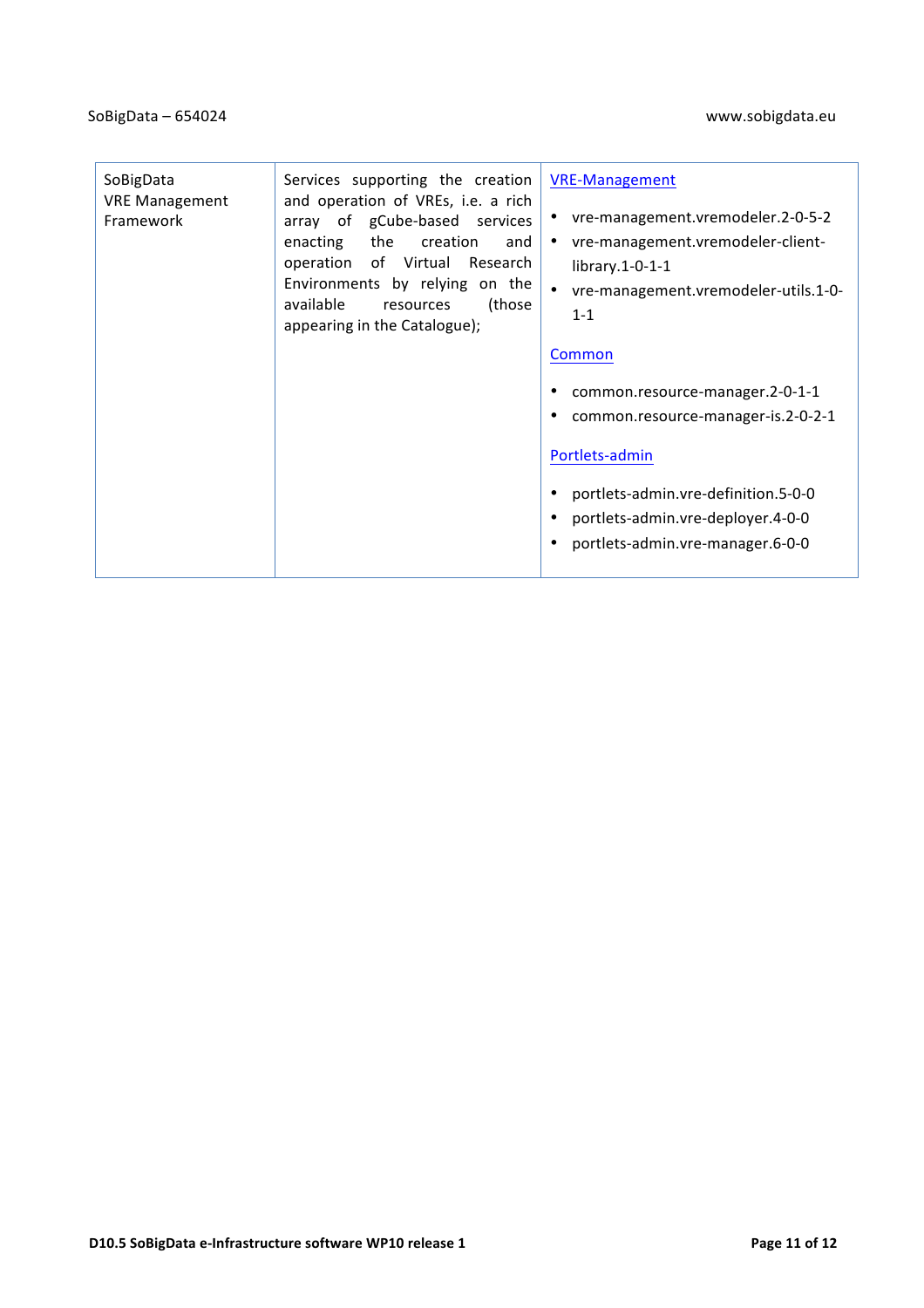| | | |
|---|---|---|
| SoBigData VRE Management Framework | Services supporting the creation and operation of VREs, i.e. a rich array of gCube-based services enacting the creation and operation of Virtual Research Environments by relying on the available resources (those appearing in the Catalogue); | VRE-Management<br><br>• vre-management.vremodeler.2-0-5-2<br>• vre-management.vremodeler-client-library.1-0-1-1<br>• vre-management.vremodeler-utils.1-0-1-1<br><br>Common<br><br>• common.resource-manager.2-0-1-1<br>• common.resource-manager-is.2-0-2-1<br><br>Portlets-admin<br><br>• portlets-admin.vre-definition.5-0-0<br>• portlets-admin.vre-deployer.4-0-0<br>• portlets-admin.vre-manager.6-0-0 |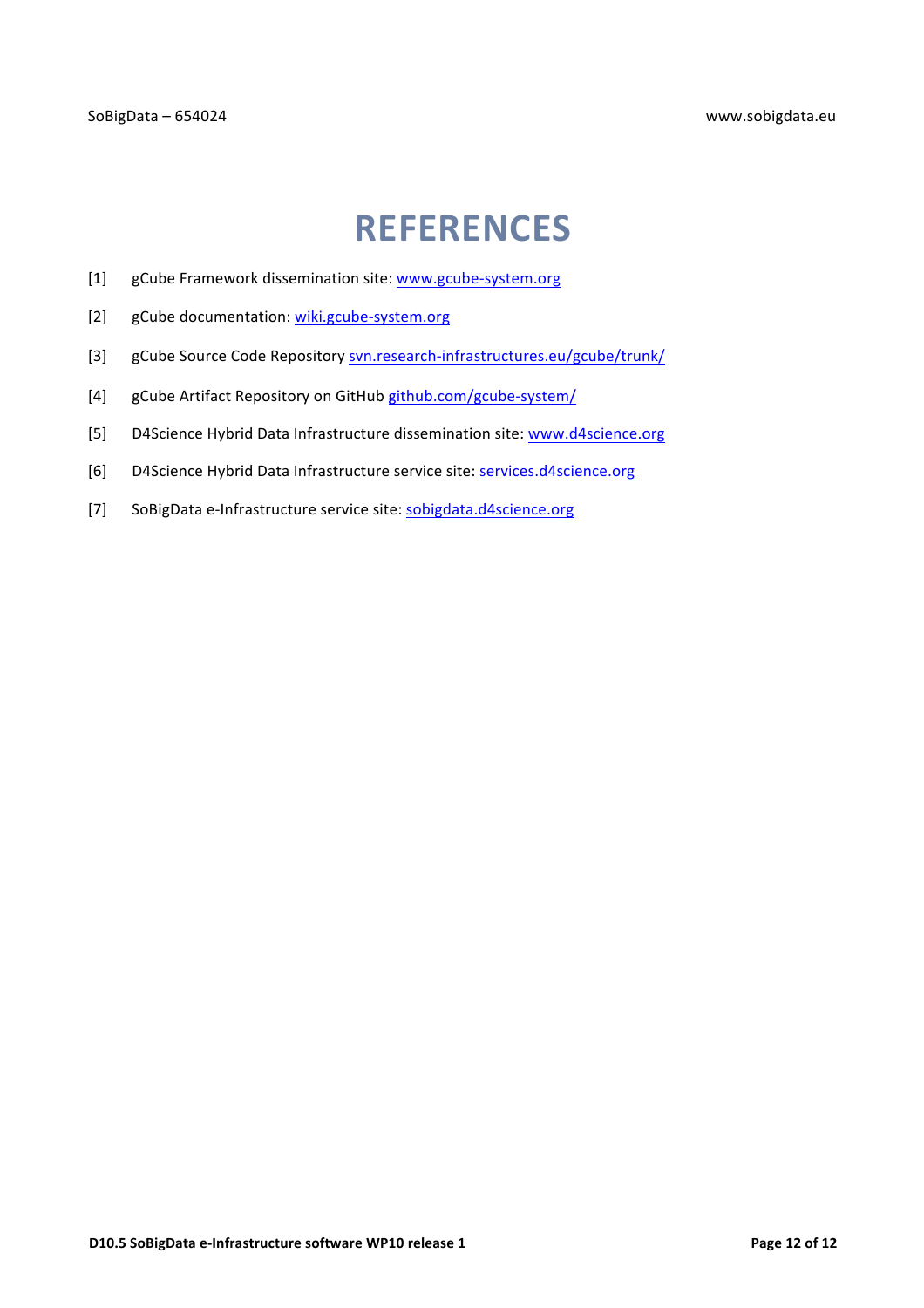# REFERENCES

[1] gCube Framework dissemination site: www.gcube-system.org

[2] gCube documentation: wiki.gcube-system.org

[3] gCube Source Code Repository svn.research-infrastructures.eu/gcube/trunk/

[4] gCube Artifact Repository on GitHub github.com/gcube-system/

[5] D4Science Hybrid Data Infrastructure dissemination site: www.d4science.org

[6] D4Science Hybrid Data Infrastructure service site: services.d4science.org

[7] SoBigData e-Infrastructure service site: sobigdata.d4science.org